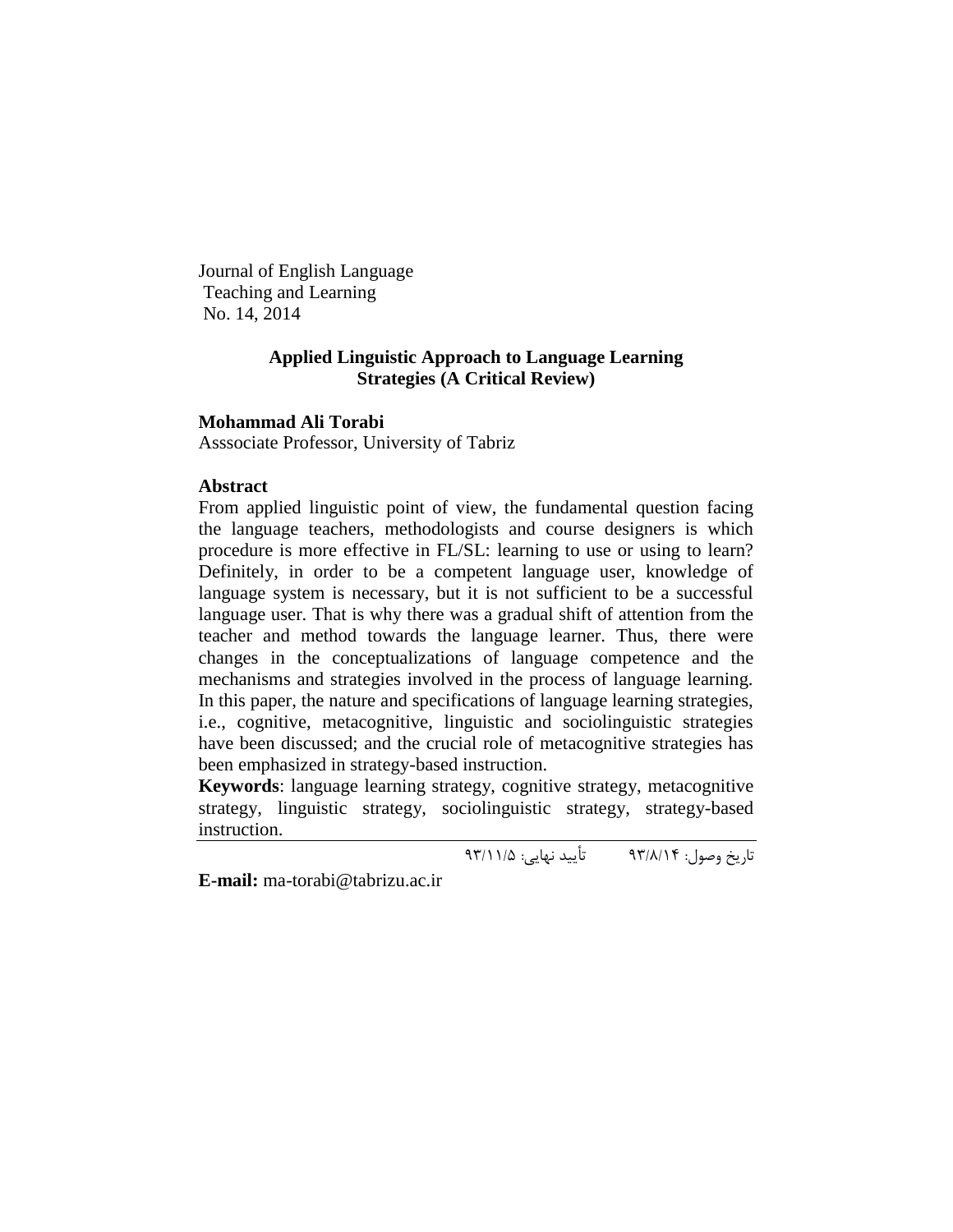Journal of English Language
Teaching and Learning
No. 14, 2014

# Applied Linguistic Approach to Language Learning Strategies (A Critical Review)

**Mohammad Ali Torabi**
Asssociate Professor, University of Tabriz

## Abstract

From applied linguistic point of view, the fundamental question facing the language teachers, methodologists and course designers is which procedure is more effective in FL/SL: learning to use or using to learn? Definitely, in order to be a competent language user, knowledge of language system is necessary, but it is not sufficient to be a successful language user. That is why there was a gradual shift of attention from the teacher and method towards the language learner. Thus, there were changes in the conceptualizations of language competence and the mechanisms and strategies involved in the process of language learning. In this paper, the nature and specifications of language learning strategies, i.e., cognitive, metacognitive, linguistic and sociolinguistic strategies have been discussed; and the crucial role of metacognitive strategies has been emphasized in strategy-based instruction.

**Keywords**: language learning strategy, cognitive strategy, metacognitive strategy, linguistic strategy, sociolinguistic strategy, strategy-based instruction.

---

تاریخ وصول: ۹۳/۸/۱۴        تأیید نهایی: ۹۳/۱۱/۵

**E-mail:** ma-torabi@tabrizu.ac.ir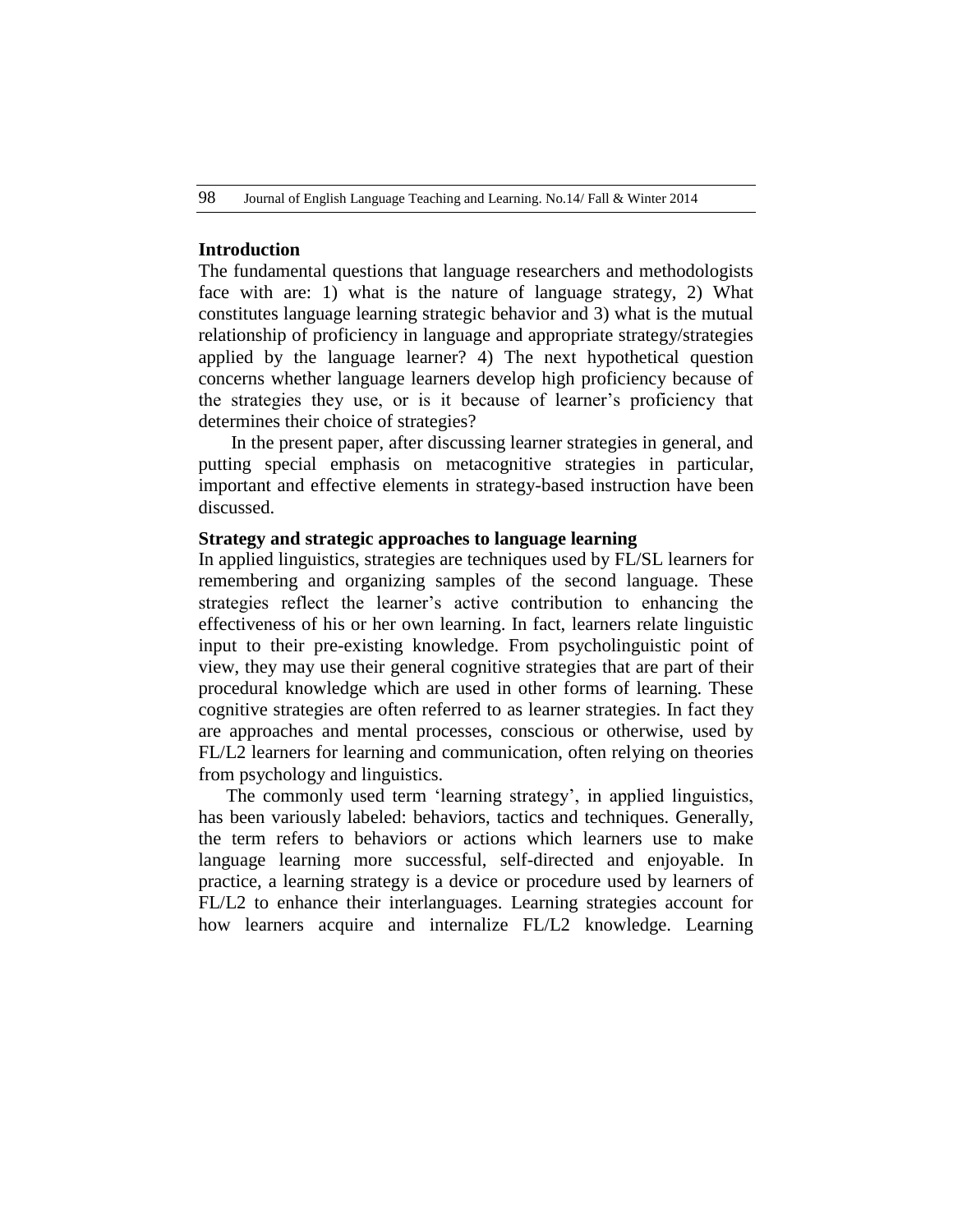## Introduction

The fundamental questions that language researchers and methodologists face with are: 1) what is the nature of language strategy, 2) What constitutes language learning strategic behavior and 3) what is the mutual relationship of proficiency in language and appropriate strategy/strategies applied by the language learner? 4) The next hypothetical question concerns whether language learners develop high proficiency because of the strategies they use, or is it because of learner's proficiency that determines their choice of strategies?

In the present paper, after discussing learner strategies in general, and putting special emphasis on metacognitive strategies in particular, important and effective elements in strategy-based instruction have been discussed.

## Strategy and strategic approaches to language learning

In applied linguistics, strategies are techniques used by FL/SL learners for remembering and organizing samples of the second language. These strategies reflect the learner's active contribution to enhancing the effectiveness of his or her own learning. In fact, learners relate linguistic input to their pre-existing knowledge. From psycholinguistic point of view, they may use their general cognitive strategies that are part of their procedural knowledge which are used in other forms of learning. These cognitive strategies are often referred to as learner strategies. In fact they are approaches and mental processes, conscious or otherwise, used by FL/L2 learners for learning and communication, often relying on theories from psychology and linguistics.

The commonly used term 'learning strategy', in applied linguistics, has been variously labeled: behaviors, tactics and techniques. Generally, the term refers to behaviors or actions which learners use to make language learning more successful, self-directed and enjoyable. In practice, a learning strategy is a device or procedure used by learners of FL/L2 to enhance their interlanguages. Learning strategies account for how learners acquire and internalize FL/L2 knowledge. Learning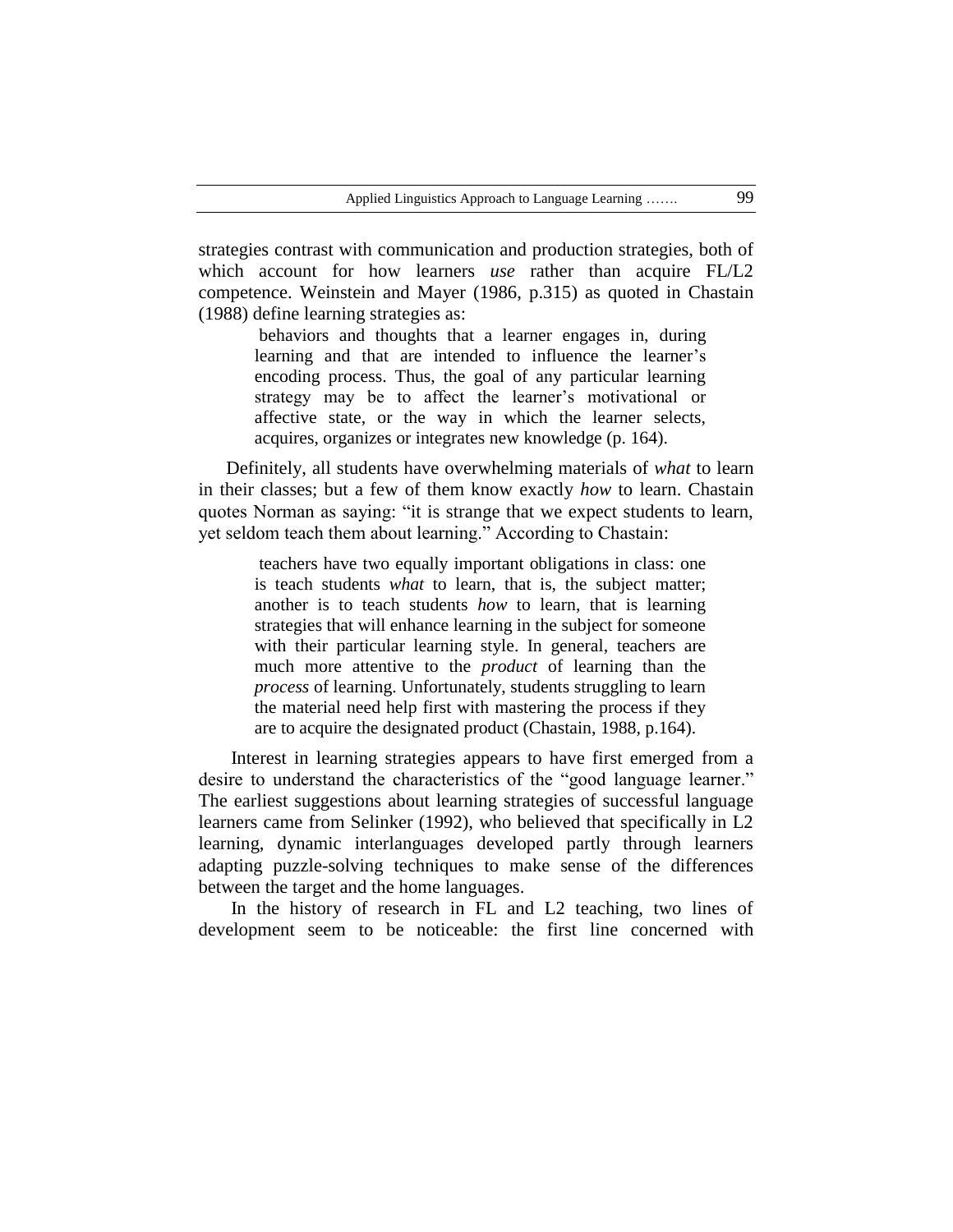strategies contrast with communication and production strategies, both of which account for how learners *use* rather than acquire FL/L2 competence. Weinstein and Mayer (1986, p.315) as quoted in Chastain (1988) define learning strategies as:

> behaviors and thoughts that a learner engages in, during learning and that are intended to influence the learner's encoding process. Thus, the goal of any particular learning strategy may be to affect the learner's motivational or affective state, or the way in which the learner selects, acquires, organizes or integrates new knowledge (p. 164).

Definitely, all students have overwhelming materials of *what* to learn in their classes; but a few of them know exactly *how* to learn. Chastain quotes Norman as saying: "it is strange that we expect students to learn, yet seldom teach them about learning." According to Chastain:

> teachers have two equally important obligations in class: one is teach students *what* to learn, that is, the subject matter; another is to teach students *how* to learn, that is learning strategies that will enhance learning in the subject for someone with their particular learning style. In general, teachers are much more attentive to the *product* of learning than the *process* of learning. Unfortunately, students struggling to learn the material need help first with mastering the process if they are to acquire the designated product (Chastain, 1988, p.164).

Interest in learning strategies appears to have first emerged from a desire to understand the characteristics of the "good language learner." The earliest suggestions about learning strategies of successful language learners came from Selinker (1992), who believed that specifically in L2 learning, dynamic interlanguages developed partly through learners adapting puzzle-solving techniques to make sense of the differences between the target and the home languages.

In the history of research in FL and L2 teaching, two lines of development seem to be noticeable: the first line concerned with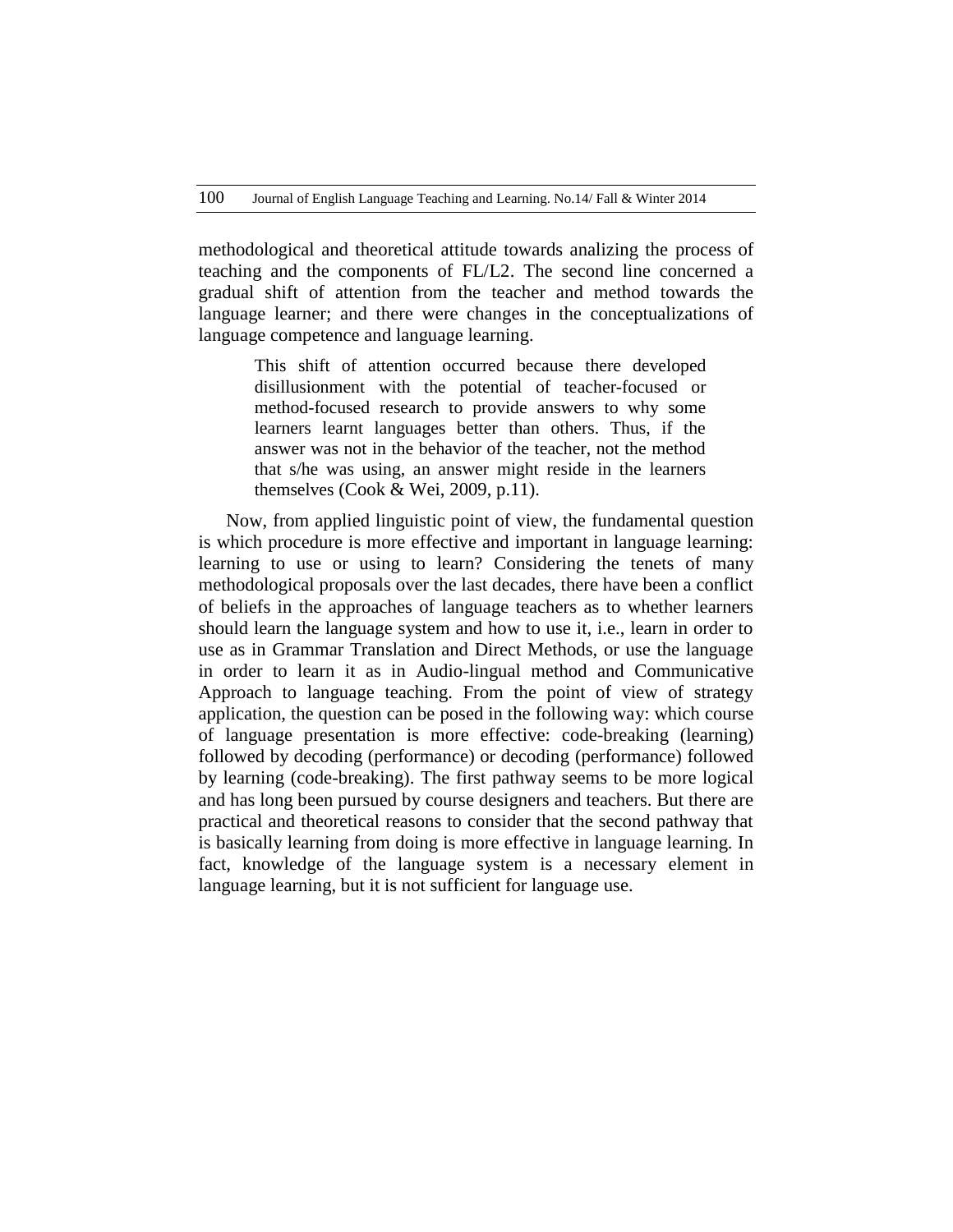methodological and theoretical attitude towards analizing the process of teaching and the components of FL/L2. The second line concerned a gradual shift of attention from the teacher and method towards the language learner; and there were changes in the conceptualizations of language competence and language learning.

> This shift of attention occurred because there developed disillusionment with the potential of teacher-focused or method-focused research to provide answers to why some learners learnt languages better than others. Thus, if the answer was not in the behavior of the teacher, not the method that s/he was using, an answer might reside in the learners themselves (Cook & Wei, 2009, p.11).

Now, from applied linguistic point of view, the fundamental question is which procedure is more effective and important in language learning: learning to use or using to learn? Considering the tenets of many methodological proposals over the last decades, there have been a conflict of beliefs in the approaches of language teachers as to whether learners should learn the language system and how to use it, i.e., learn in order to use as in Grammar Translation and Direct Methods, or use the language in order to learn it as in Audio-lingual method and Communicative Approach to language teaching. From the point of view of strategy application, the question can be posed in the following way: which course of language presentation is more effective: code-breaking (learning) followed by decoding (performance) or decoding (performance) followed by learning (code-breaking). The first pathway seems to be more logical and has long been pursued by course designers and teachers. But there are practical and theoretical reasons to consider that the second pathway that is basically learning from doing is more effective in language learning. In fact, knowledge of the language system is a necessary element in language learning, but it is not sufficient for language use.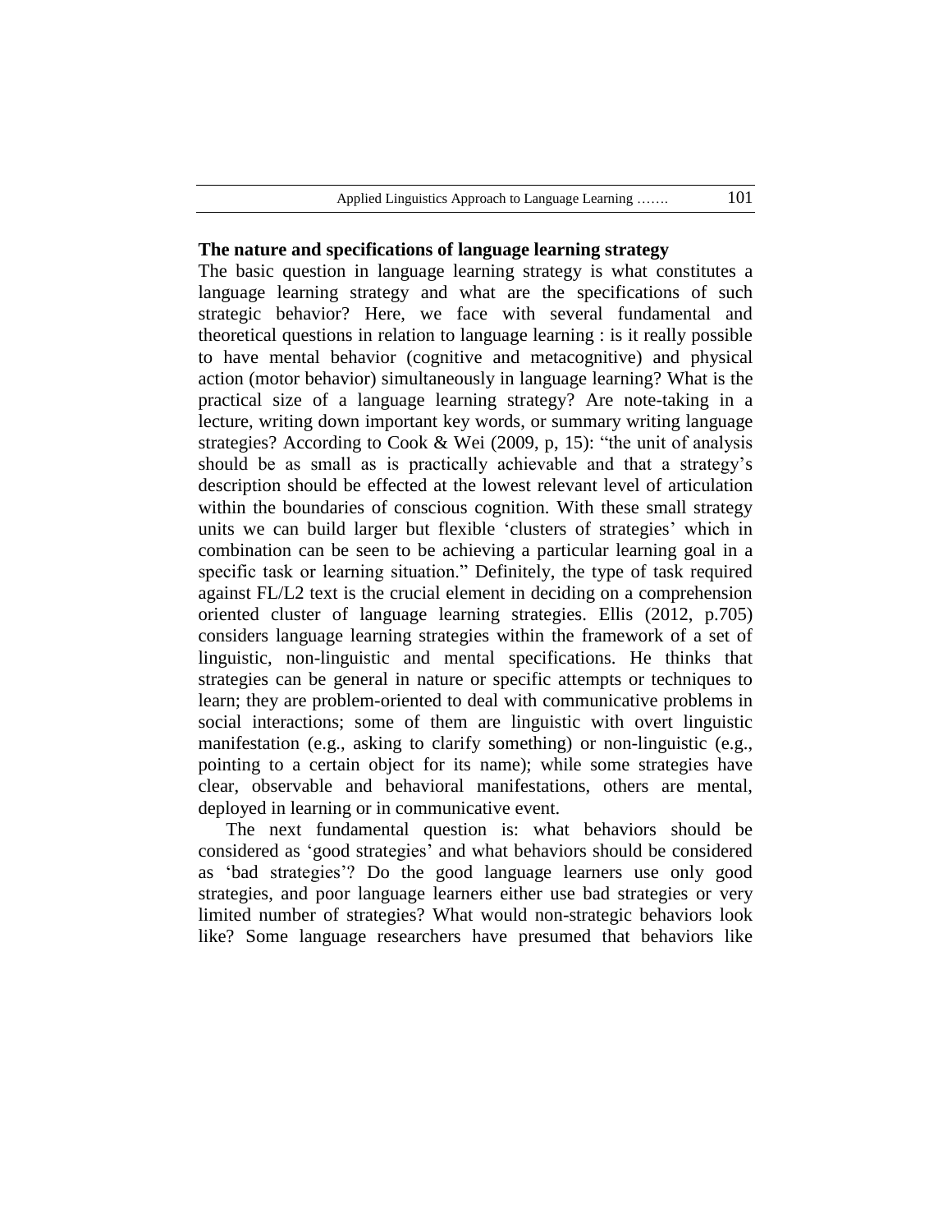### The nature and specifications of language learning strategy

The basic question in language learning strategy is what constitutes a language learning strategy and what are the specifications of such strategic behavior? Here, we face with several fundamental and theoretical questions in relation to language learning : is it really possible to have mental behavior (cognitive and metacognitive) and physical action (motor behavior) simultaneously in language learning? What is the practical size of a language learning strategy? Are note-taking in a lecture, writing down important key words, or summary writing language strategies? According to Cook & Wei (2009, p, 15): "the unit of analysis should be as small as is practically achievable and that a strategy's description should be effected at the lowest relevant level of articulation within the boundaries of conscious cognition. With these small strategy units we can build larger but flexible 'clusters of strategies' which in combination can be seen to be achieving a particular learning goal in a specific task or learning situation." Definitely, the type of task required against FL/L2 text is the crucial element in deciding on a comprehension oriented cluster of language learning strategies. Ellis (2012, p.705) considers language learning strategies within the framework of a set of linguistic, non-linguistic and mental specifications. He thinks that strategies can be general in nature or specific attempts or techniques to learn; they are problem-oriented to deal with communicative problems in social interactions; some of them are linguistic with overt linguistic manifestation (e.g., asking to clarify something) or non-linguistic (e.g., pointing to a certain object for its name); while some strategies have clear, observable and behavioral manifestations, others are mental, deployed in learning or in communicative event.

The next fundamental question is: what behaviors should be considered as 'good strategies' and what behaviors should be considered as 'bad strategies'? Do the good language learners use only good strategies, and poor language learners either use bad strategies or very limited number of strategies? What would non-strategic behaviors look like? Some language researchers have presumed that behaviors like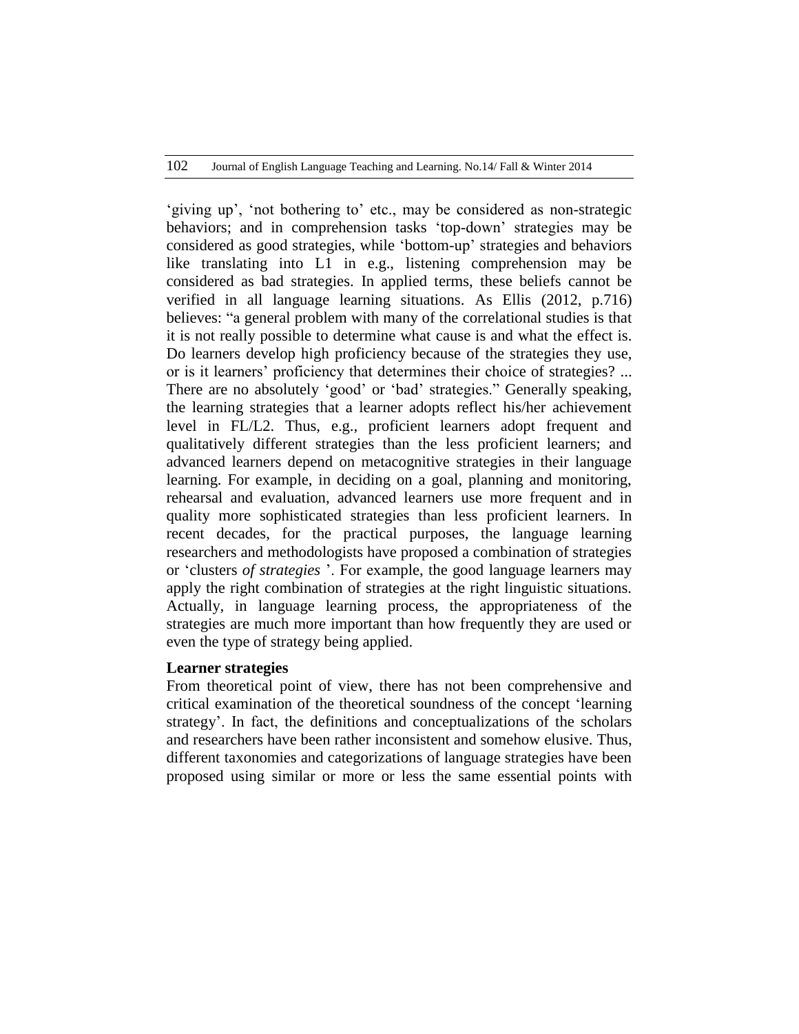'giving up', 'not bothering to' etc., may be considered as non-strategic behaviors; and in comprehension tasks 'top-down' strategies may be considered as good strategies, while 'bottom-up' strategies and behaviors like translating into L1 in e.g., listening comprehension may be considered as bad strategies. In applied terms, these beliefs cannot be verified in all language learning situations. As Ellis (2012, p.716) believes: "a general problem with many of the correlational studies is that it is not really possible to determine what cause is and what the effect is. Do learners develop high proficiency because of the strategies they use, or is it learners' proficiency that determines their choice of strategies? ... There are no absolutely 'good' or 'bad' strategies." Generally speaking, the learning strategies that a learner adopts reflect his/her achievement level in FL/L2. Thus, e.g., proficient learners adopt frequent and qualitatively different strategies than the less proficient learners; and advanced learners depend on metacognitive strategies in their language learning. For example, in deciding on a goal, planning and monitoring, rehearsal and evaluation, advanced learners use more frequent and in quality more sophisticated strategies than less proficient learners. In recent decades, for the practical purposes, the language learning researchers and methodologists have proposed a combination of strategies or 'clusters *of strategies* '. For example, the good language learners may apply the right combination of strategies at the right linguistic situations. Actually, in language learning process, the appropriateness of the strategies are much more important than how frequently they are used or even the type of strategy being applied.

**Learner strategies**

From theoretical point of view, there has not been comprehensive and critical examination of the theoretical soundness of the concept 'learning strategy'. In fact, the definitions and conceptualizations of the scholars and researchers have been rather inconsistent and somehow elusive. Thus, different taxonomies and categorizations of language strategies have been proposed using similar or more or less the same essential points with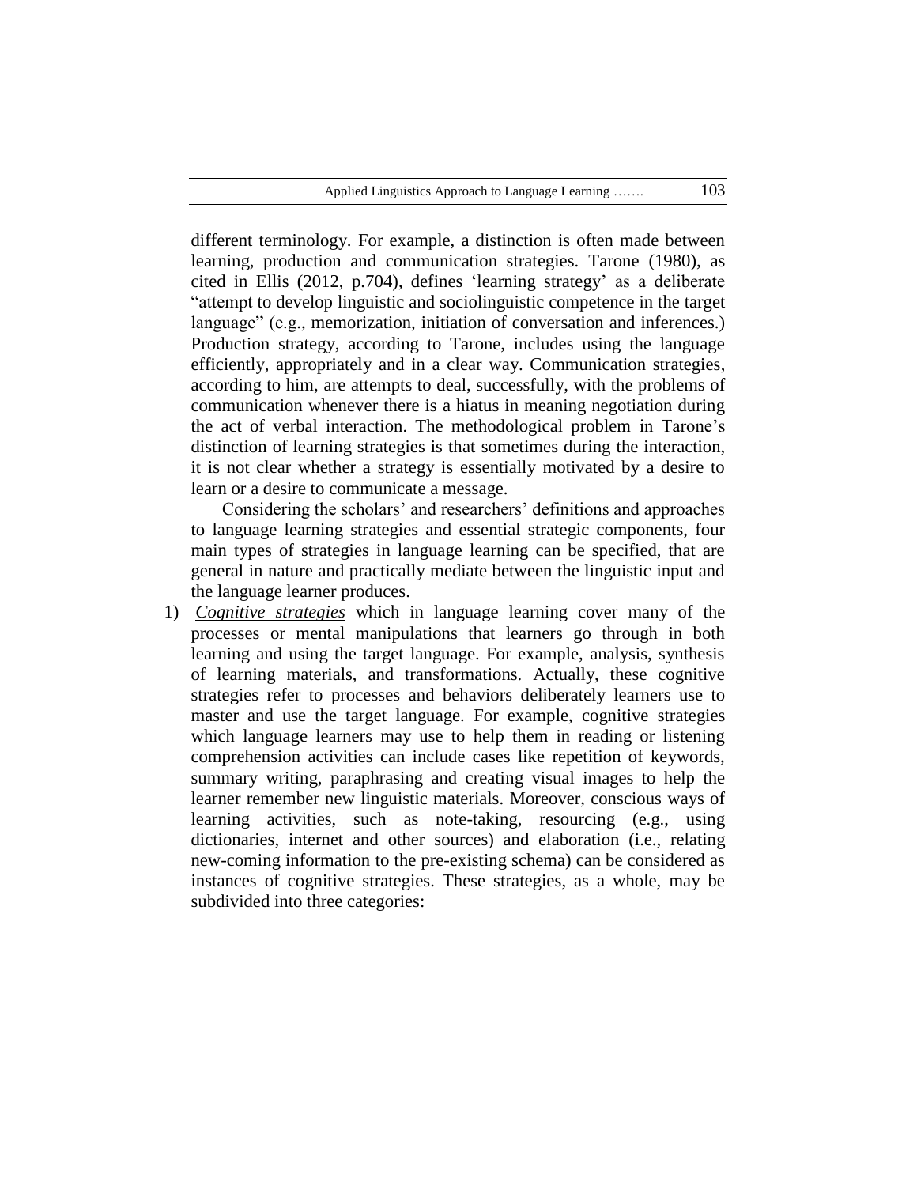different terminology. For example, a distinction is often made between learning, production and communication strategies. Tarone (1980), as cited in Ellis (2012, p.704), defines 'learning strategy' as a deliberate "attempt to develop linguistic and sociolinguistic competence in the target language" (e.g., memorization, initiation of conversation and inferences.) Production strategy, according to Tarone, includes using the language efficiently, appropriately and in a clear way. Communication strategies, according to him, are attempts to deal, successfully, with the problems of communication whenever there is a hiatus in meaning negotiation during the act of verbal interaction. The methodological problem in Tarone's distinction of learning strategies is that sometimes during the interaction, it is not clear whether a strategy is essentially motivated by a desire to learn or a desire to communicate a message.

Considering the scholars' and researchers' definitions and approaches to language learning strategies and essential strategic components, four main types of strategies in language learning can be specified, that are general in nature and practically mediate between the linguistic input and the language learner produces.

1) *Cognitive strategies* which in language learning cover many of the processes or mental manipulations that learners go through in both learning and using the target language. For example, analysis, synthesis of learning materials, and transformations. Actually, these cognitive strategies refer to processes and behaviors deliberately learners use to master and use the target language. For example, cognitive strategies which language learners may use to help them in reading or listening comprehension activities can include cases like repetition of keywords, summary writing, paraphrasing and creating visual images to help the learner remember new linguistic materials. Moreover, conscious ways of learning activities, such as note-taking, resourcing (e.g., using dictionaries, internet and other sources) and elaboration (i.e., relating new-coming information to the pre-existing schema) can be considered as instances of cognitive strategies. These strategies, as a whole, may be subdivided into three categories: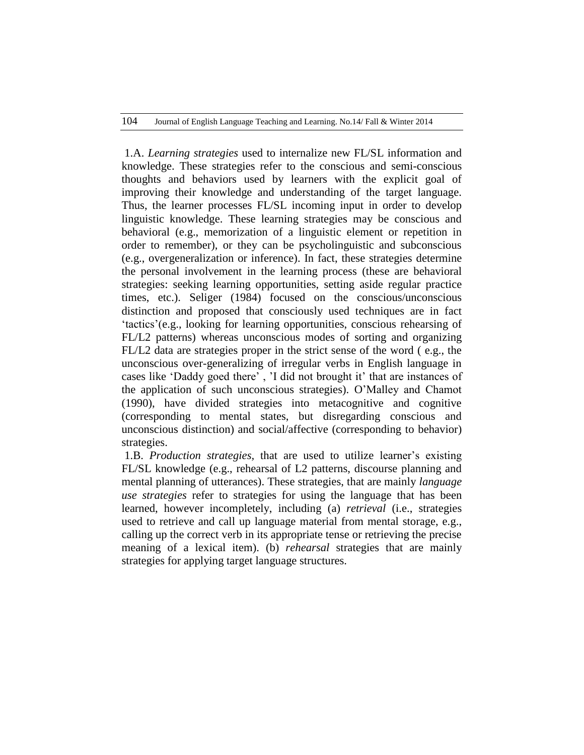1.A. *Learning strategies* used to internalize new FL/SL information and knowledge. These strategies refer to the conscious and semi-conscious thoughts and behaviors used by learners with the explicit goal of improving their knowledge and understanding of the target language. Thus, the learner processes FL/SL incoming input in order to develop linguistic knowledge. These learning strategies may be conscious and behavioral (e.g., memorization of a linguistic element or repetition in order to remember), or they can be psycholinguistic and subconscious (e.g., overgeneralization or inference). In fact, these strategies determine the personal involvement in the learning process (these are behavioral strategies: seeking learning opportunities, setting aside regular practice times, etc.). Seliger (1984) focused on the conscious/unconscious distinction and proposed that consciously used techniques are in fact 'tactics'(e.g., looking for learning opportunities, conscious rehearsing of FL/L2 patterns) whereas unconscious modes of sorting and organizing FL/L2 data are strategies proper in the strict sense of the word ( e.g., the unconscious over-generalizing of irregular verbs in English language in cases like 'Daddy goed there' , 'I did not brought it' that are instances of the application of such unconscious strategies). O'Malley and Chamot (1990), have divided strategies into metacognitive and cognitive (corresponding to mental states, but disregarding conscious and unconscious distinction) and social/affective (corresponding to behavior) strategies.

1.B. *Production strategies*, that are used to utilize learner's existing FL/SL knowledge (e.g., rehearsal of L2 patterns, discourse planning and mental planning of utterances). These strategies, that are mainly *language use strategies* refer to strategies for using the language that has been learned, however incompletely, including (a) *retrieval* (i.e., strategies used to retrieve and call up language material from mental storage, e.g., calling up the correct verb in its appropriate tense or retrieving the precise meaning of a lexical item). (b) *rehearsal* strategies that are mainly strategies for applying target language structures.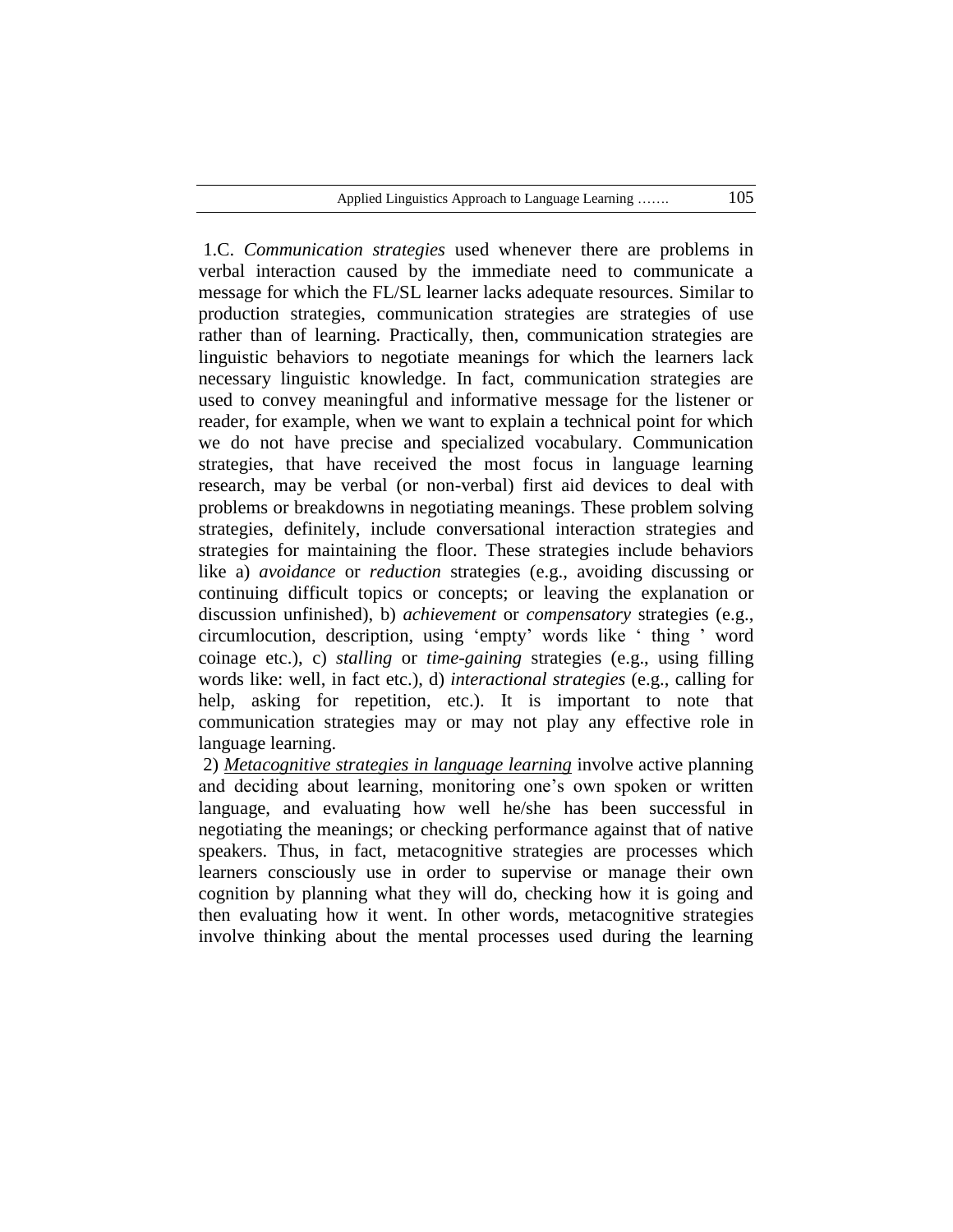1.C. *Communication strategies* used whenever there are problems in verbal interaction caused by the immediate need to communicate a message for which the FL/SL learner lacks adequate resources. Similar to production strategies, communication strategies are strategies of use rather than of learning. Practically, then, communication strategies are linguistic behaviors to negotiate meanings for which the learners lack necessary linguistic knowledge. In fact, communication strategies are used to convey meaningful and informative message for the listener or reader, for example, when we want to explain a technical point for which we do not have precise and specialized vocabulary. Communication strategies, that have received the most focus in language learning research, may be verbal (or non-verbal) first aid devices to deal with problems or breakdowns in negotiating meanings. These problem solving strategies, definitely, include conversational interaction strategies and strategies for maintaining the floor. These strategies include behaviors like a) *avoidance* or *reduction* strategies (e.g., avoiding discussing or continuing difficult topics or concepts; or leaving the explanation or discussion unfinished), b) *achievement* or *compensatory* strategies (e.g., circumlocution, description, using 'empty' words like ' thing ' word coinage etc.), c) *stalling* or *time-gaining* strategies (e.g., using filling words like: well, in fact etc.), d) *interactional strategies* (e.g., calling for help, asking for repetition, etc.). It is important to note that communication strategies may or may not play any effective role in language learning.

2) *Metacognitive strategies in language learning* involve active planning and deciding about learning, monitoring one's own spoken or written language, and evaluating how well he/she has been successful in negotiating the meanings; or checking performance against that of native speakers. Thus, in fact, metacognitive strategies are processes which learners consciously use in order to supervise or manage their own cognition by planning what they will do, checking how it is going and then evaluating how it went. In other words, metacognitive strategies involve thinking about the mental processes used during the learning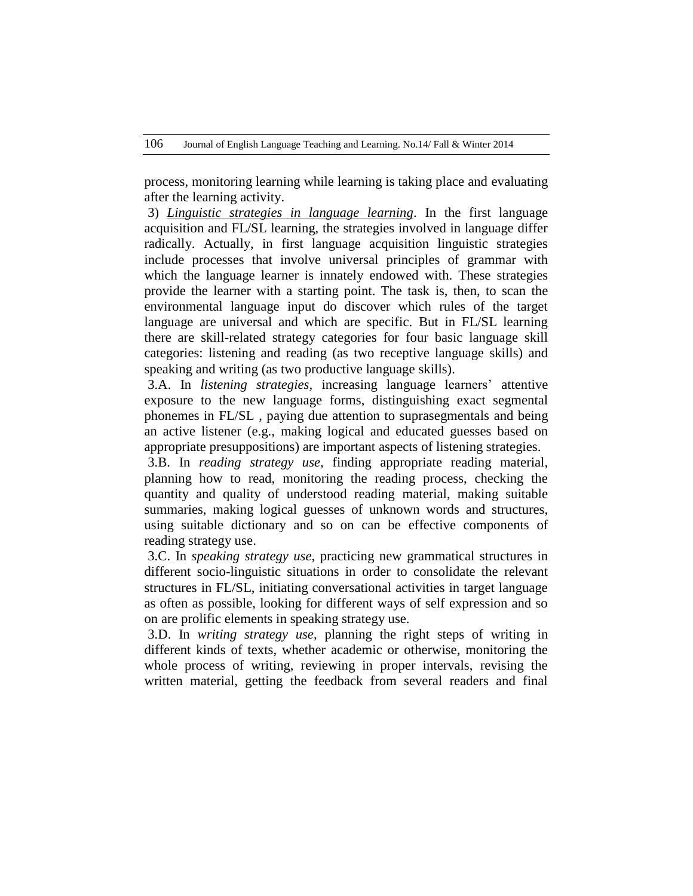process, monitoring learning while learning is taking place and evaluating after the learning activity.

3) ***Linguistic strategies in language learning***. In the first language acquisition and FL/SL learning, the strategies involved in language differ radically. Actually, in first language acquisition linguistic strategies include processes that involve universal principles of grammar with which the language learner is innately endowed with. These strategies provide the learner with a starting point. The task is, then, to scan the environmental language input do discover which rules of the target language are universal and which are specific. But in FL/SL learning there are skill-related strategy categories for four basic language skill categories: listening and reading (as two receptive language skills) and speaking and writing (as two productive language skills).

3.A. In *listening strategies*, increasing language learners' attentive exposure to the new language forms, distinguishing exact segmental phonemes in FL/SL , paying due attention to suprasegmentals and being an active listener (e.g., making logical and educated guesses based on appropriate presuppositions) are important aspects of listening strategies.

3.B. In *reading strategy use*, finding appropriate reading material, planning how to read, monitoring the reading process, checking the quantity and quality of understood reading material, making suitable summaries, making logical guesses of unknown words and structures, using suitable dictionary and so on can be effective components of reading strategy use.

3.C. In *speaking strategy use*, practicing new grammatical structures in different socio-linguistic situations in order to consolidate the relevant structures in FL/SL, initiating conversational activities in target language as often as possible, looking for different ways of self expression and so on are prolific elements in speaking strategy use.

3.D. In *writing strategy use,* planning the right steps of writing in different kinds of texts, whether academic or otherwise, monitoring the whole process of writing, reviewing in proper intervals, revising the written material, getting the feedback from several readers and final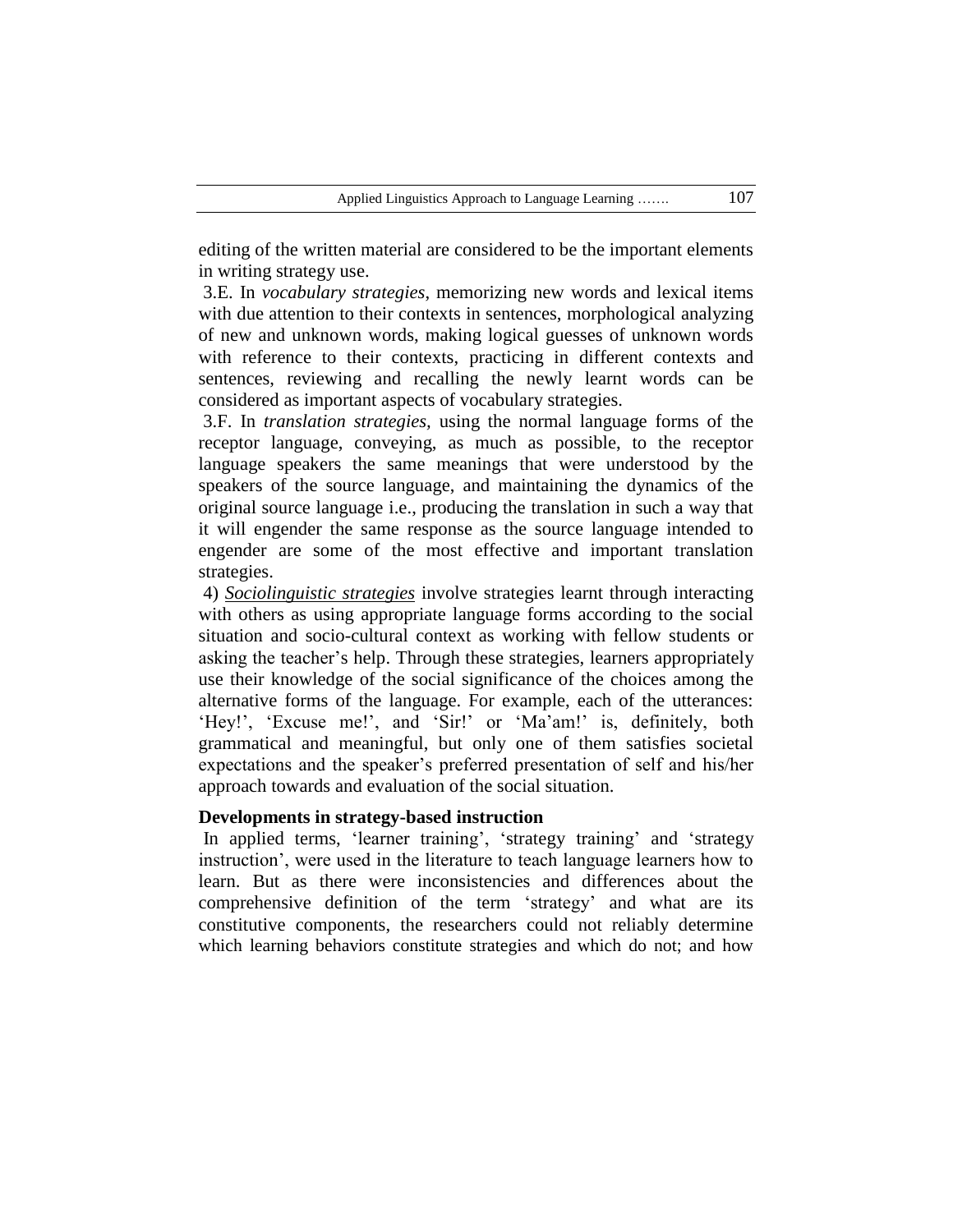editing of the written material are considered to be the important elements in writing strategy use.

3.E. In *vocabulary strategies*, memorizing new words and lexical items with due attention to their contexts in sentences, morphological analyzing of new and unknown words, making logical guesses of unknown words with reference to their contexts, practicing in different contexts and sentences, reviewing and recalling the newly learnt words can be considered as important aspects of vocabulary strategies.

3.F. In *translation strategies*, using the normal language forms of the receptor language, conveying, as much as possible, to the receptor language speakers the same meanings that were understood by the speakers of the source language, and maintaining the dynamics of the original source language i.e., producing the translation in such a way that it will engender the same response as the source language intended to engender are some of the most effective and important translation strategies.

4) ***Sociolinguistic strategies*** involve strategies learnt through interacting with others as using appropriate language forms according to the social situation and socio-cultural context as working with fellow students or asking the teacher's help. Through these strategies, learners appropriately use their knowledge of the social significance of the choices among the alternative forms of the language. For example, each of the utterances: 'Hey!', 'Excuse me!', and 'Sir!' or 'Ma'am!' is, definitely, both grammatical and meaningful, but only one of them satisfies societal expectations and the speaker's preferred presentation of self and his/her approach towards and evaluation of the social situation.

**Developments in strategy-based instruction**

In applied terms, 'learner training', 'strategy training' and 'strategy instruction', were used in the literature to teach language learners how to learn. But as there were inconsistencies and differences about the comprehensive definition of the term 'strategy' and what are its constitutive components, the researchers could not reliably determine which learning behaviors constitute strategies and which do not; and how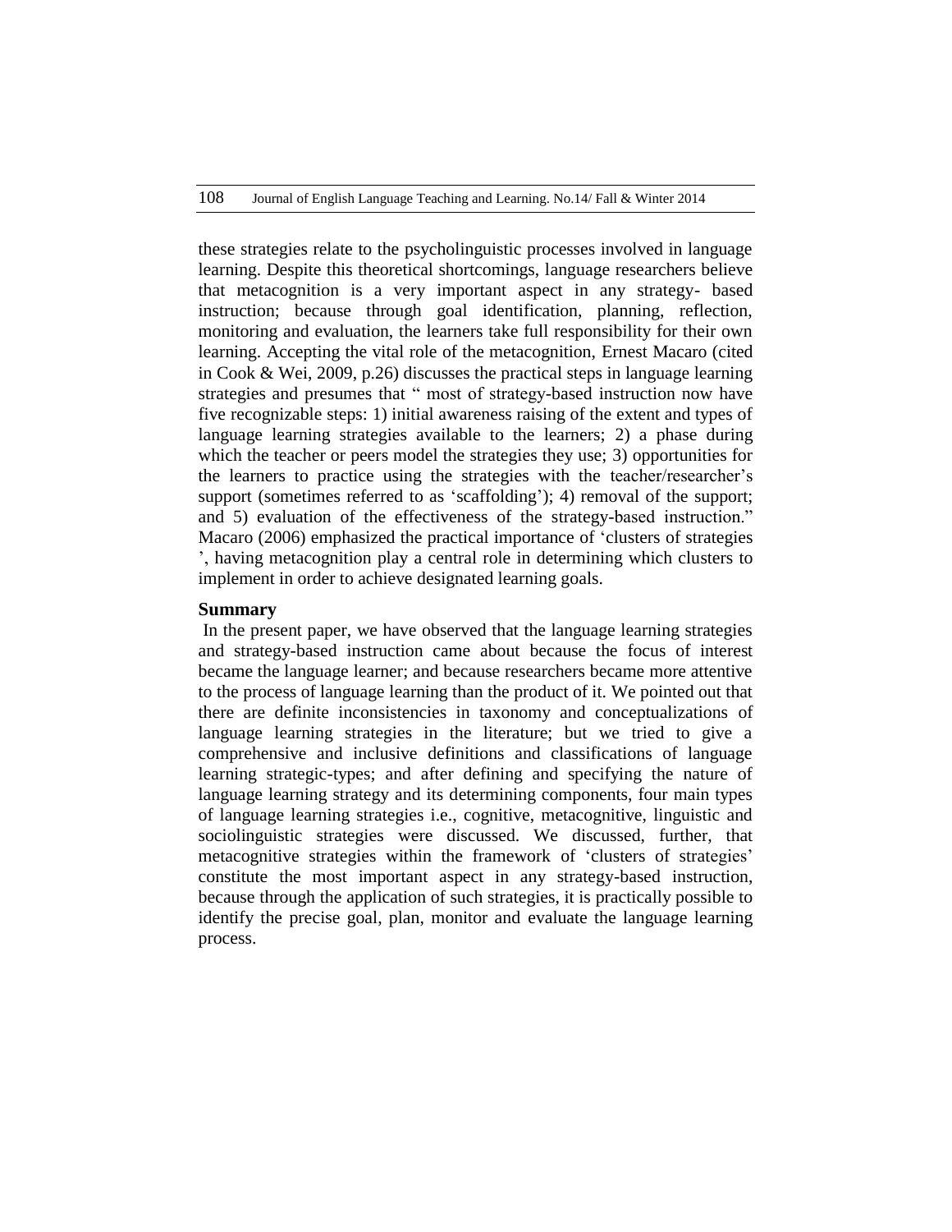these strategies relate to the psycholinguistic processes involved in language learning. Despite this theoretical shortcomings, language researchers believe that metacognition is a very important aspect in any strategy- based instruction; because through goal identification, planning, reflection, monitoring and evaluation, the learners take full responsibility for their own learning. Accepting the vital role of the metacognition, Ernest Macaro (cited in Cook & Wei, 2009, p.26) discusses the practical steps in language learning strategies and presumes that " most of strategy-based instruction now have five recognizable steps: 1) initial awareness raising of the extent and types of language learning strategies available to the learners; 2) a phase during which the teacher or peers model the strategies they use; 3) opportunities for the learners to practice using the strategies with the teacher/researcher's support (sometimes referred to as 'scaffolding'); 4) removal of the support; and 5) evaluation of the effectiveness of the strategy-based instruction." Macaro (2006) emphasized the practical importance of 'clusters of strategies ', having metacognition play a central role in determining which clusters to implement in order to achieve designated learning goals.

## Summary

In the present paper, we have observed that the language learning strategies and strategy-based instruction came about because the focus of interest became the language learner; and because researchers became more attentive to the process of language learning than the product of it. We pointed out that there are definite inconsistencies in taxonomy and conceptualizations of language learning strategies in the literature; but we tried to give a comprehensive and inclusive definitions and classifications of language learning strategic-types; and after defining and specifying the nature of language learning strategy and its determining components, four main types of language learning strategies i.e., cognitive, metacognitive, linguistic and sociolinguistic strategies were discussed. We discussed, further, that metacognitive strategies within the framework of 'clusters of strategies' constitute the most important aspect in any strategy-based instruction, because through the application of such strategies, it is practically possible to identify the precise goal, plan, monitor and evaluate the language learning process.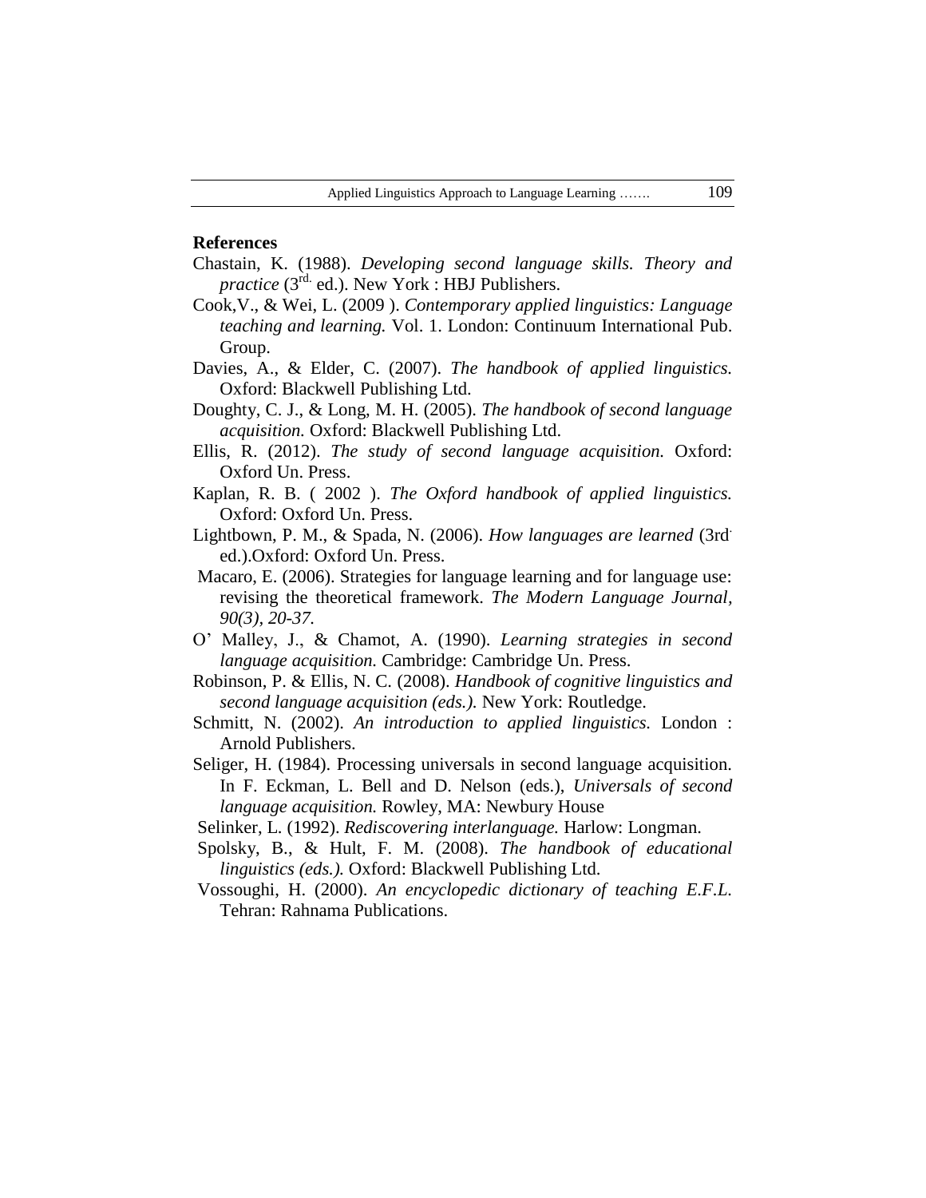## References

Chastain, K. (1988). *Developing second language skills. Theory and practice* (3rd. ed.). New York : HBJ Publishers.

Cook,V., & Wei, L. (2009 ). *Contemporary applied linguistics: Language teaching and learning.* Vol. 1. London: Continuum International Pub. Group.

Davies, A., & Elder, C. (2007). *The handbook of applied linguistics.* Oxford: Blackwell Publishing Ltd.

Doughty, C. J., & Long, M. H. (2005). *The handbook of second language acquisition.* Oxford: Blackwell Publishing Ltd.

Ellis, R. (2012). *The study of second language acquisition.* Oxford: Oxford Un. Press.

Kaplan, R. B. ( 2002 ). *The Oxford handbook of applied linguistics.* Oxford: Oxford Un. Press.

Lightbown, P. M., & Spada, N. (2006). *How languages are learned* (3rd. ed.).Oxford: Oxford Un. Press.

Macaro, E. (2006). Strategies for language learning and for language use: revising the theoretical framework. *The Modern Language Journal, 90(3), 20-37.*

O' Malley, J., & Chamot, A. (1990). *Learning strategies in second language acquisition.* Cambridge: Cambridge Un. Press.

Robinson, P. & Ellis, N. C. (2008). *Handbook of cognitive linguistics and second language acquisition (eds.).* New York: Routledge.

Schmitt, N. (2002). *An introduction to applied linguistics.* London : Arnold Publishers.

Seliger, H. (1984). Processing universals in second language acquisition. In F. Eckman, L. Bell and D. Nelson (eds.), *Universals of second language acquisition.* Rowley, MA: Newbury House

Selinker, L. (1992). *Rediscovering interlanguage.* Harlow: Longman.

Spolsky, B., & Hult, F. M. (2008). *The handbook of educational linguistics (eds.).* Oxford: Blackwell Publishing Ltd.

Vossoughi, H. (2000). *An encyclopedic dictionary of teaching E.F.L.* Tehran: Rahnama Publications.